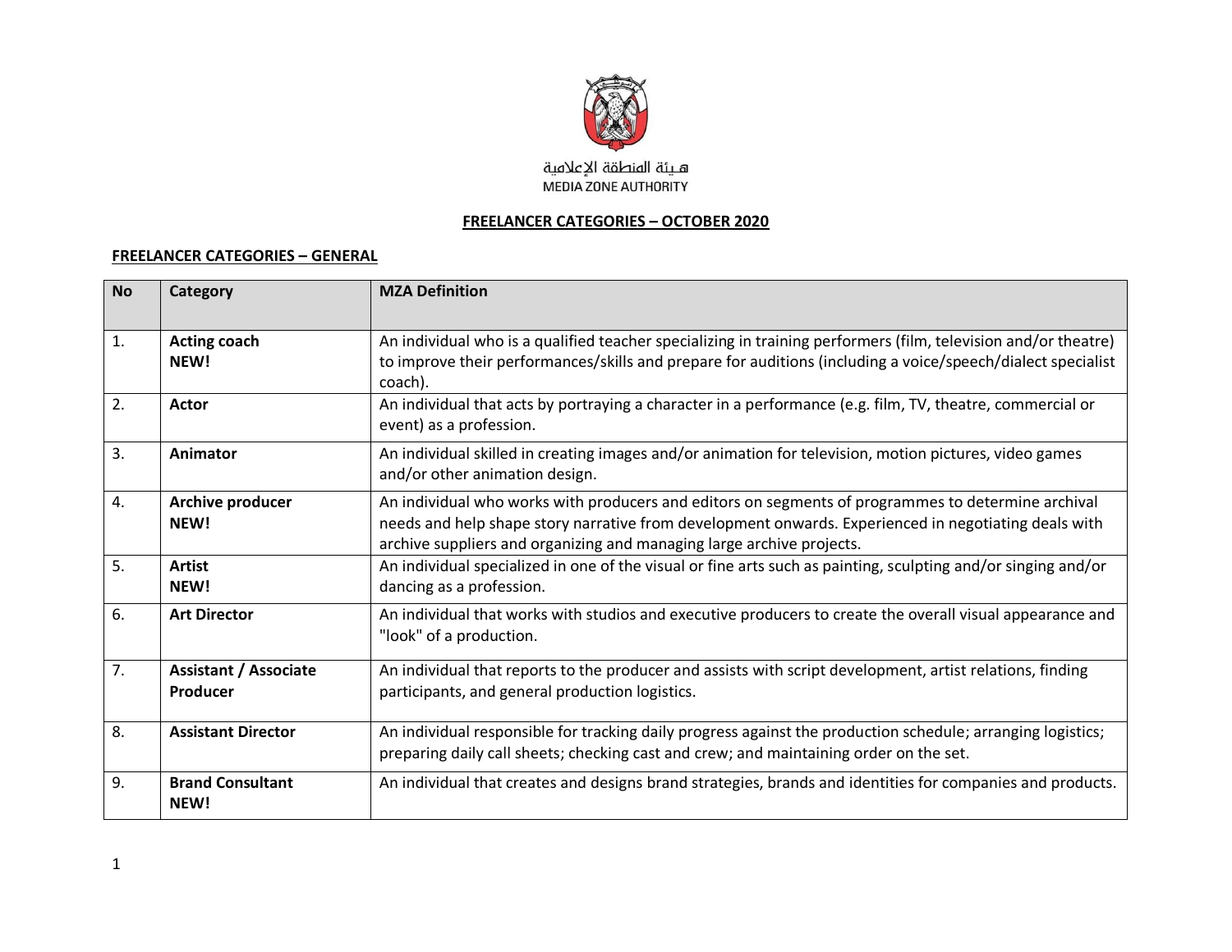هـيئة المنطقة الإعلامية
MEDIA ZONE AUTHORITY

## FREELANCER CATEGORIES – OCTOBER 2020

### FREELANCER CATEGORIES – GENERAL

| No | Category | MZA Definition |
|---|---|---|
| 1. | **Acting coach NEW!** | An individual who is a qualified teacher specializing in training performers (film, television and/or theatre) to improve their performances/skills and prepare for auditions (including a voice/speech/dialect specialist coach). |
| 2. | **Actor** | An individual that acts by portraying a character in a performance (e.g. film, TV, theatre, commercial or event) as a profession. |
| 3. | **Animator** | An individual skilled in creating images and/or animation for television, motion pictures, video games and/or other animation design. |
| 4. | **Archive producer NEW!** | An individual who works with producers and editors on segments of programmes to determine archival needs and help shape story narrative from development onwards. Experienced in negotiating deals with archive suppliers and organizing and managing large archive projects. |
| 5. | **Artist NEW!** | An individual specialized in one of the visual or fine arts such as painting, sculpting and/or singing and/or dancing as a profession. |
| 6. | **Art Director** | An individual that works with studios and executive producers to create the overall visual appearance and "look" of a production. |
| 7. | **Assistant / Associate Producer** | An individual that reports to the producer and assists with script development, artist relations, finding participants, and general production logistics. |
| 8. | **Assistant Director** | An individual responsible for tracking daily progress against the production schedule; arranging logistics; preparing daily call sheets; checking cast and crew; and maintaining order on the set. |
| 9. | **Brand Consultant NEW!** | An individual that creates and designs brand strategies, brands and identities for companies and products. |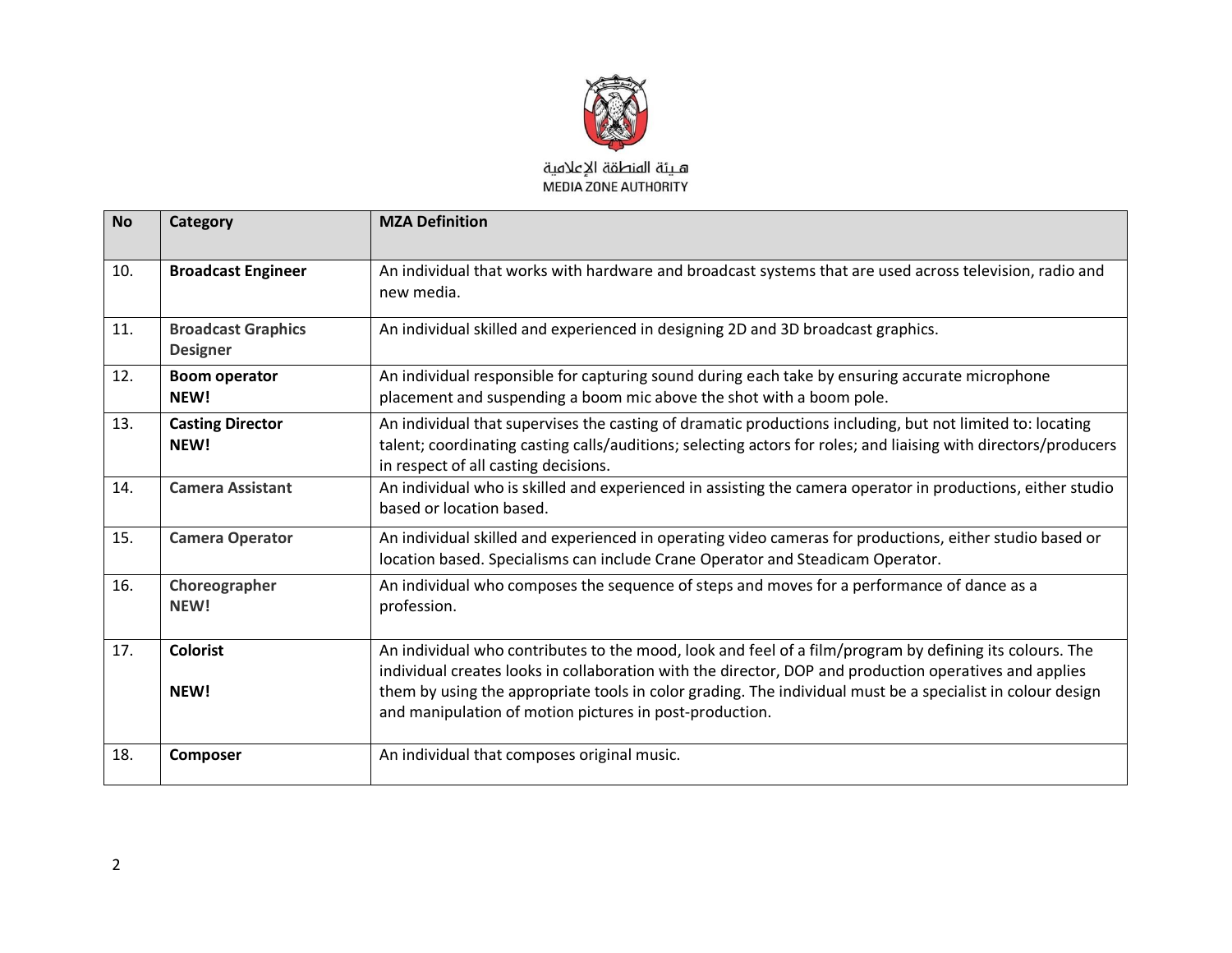هـيئة المنطقة الإعلامية
MEDIA ZONE AUTHORITY

| No | Category | MZA Definition |
|---|---|---|
| 10. | **Broadcast Engineer** | An individual that works with hardware and broadcast systems that are used across television, radio and new media. |
| 11. | **Broadcast Graphics Designer** | An individual skilled and experienced in designing 2D and 3D broadcast graphics. |
| 12. | **Boom operator NEW!** | An individual responsible for capturing sound during each take by ensuring accurate microphone placement and suspending a boom mic above the shot with a boom pole. |
| 13. | **Casting Director NEW!** | An individual that supervises the casting of dramatic productions including, but not limited to: locating talent; coordinating casting calls/auditions; selecting actors for roles; and liaising with directors/producers in respect of all casting decisions. |
| 14. | **Camera Assistant** | An individual who is skilled and experienced in assisting the camera operator in productions, either studio based or location based. |
| 15. | **Camera Operator** | An individual skilled and experienced in operating video cameras for productions, either studio based or location based. Specialisms can include Crane Operator and Steadicam Operator. |
| 16. | **Choreographer NEW!** | An individual who composes the sequence of steps and moves for a performance of dance as a profession. |
| 17. | **Colorist NEW!** | An individual who contributes to the mood, look and feel of a film/program by defining its colours. The individual creates looks in collaboration with the director, DOP and production operatives and applies them by using the appropriate tools in color grading. The individual must be a specialist in colour design and manipulation of motion pictures in post-production. |
| 18. | **Composer** | An individual that composes original music. |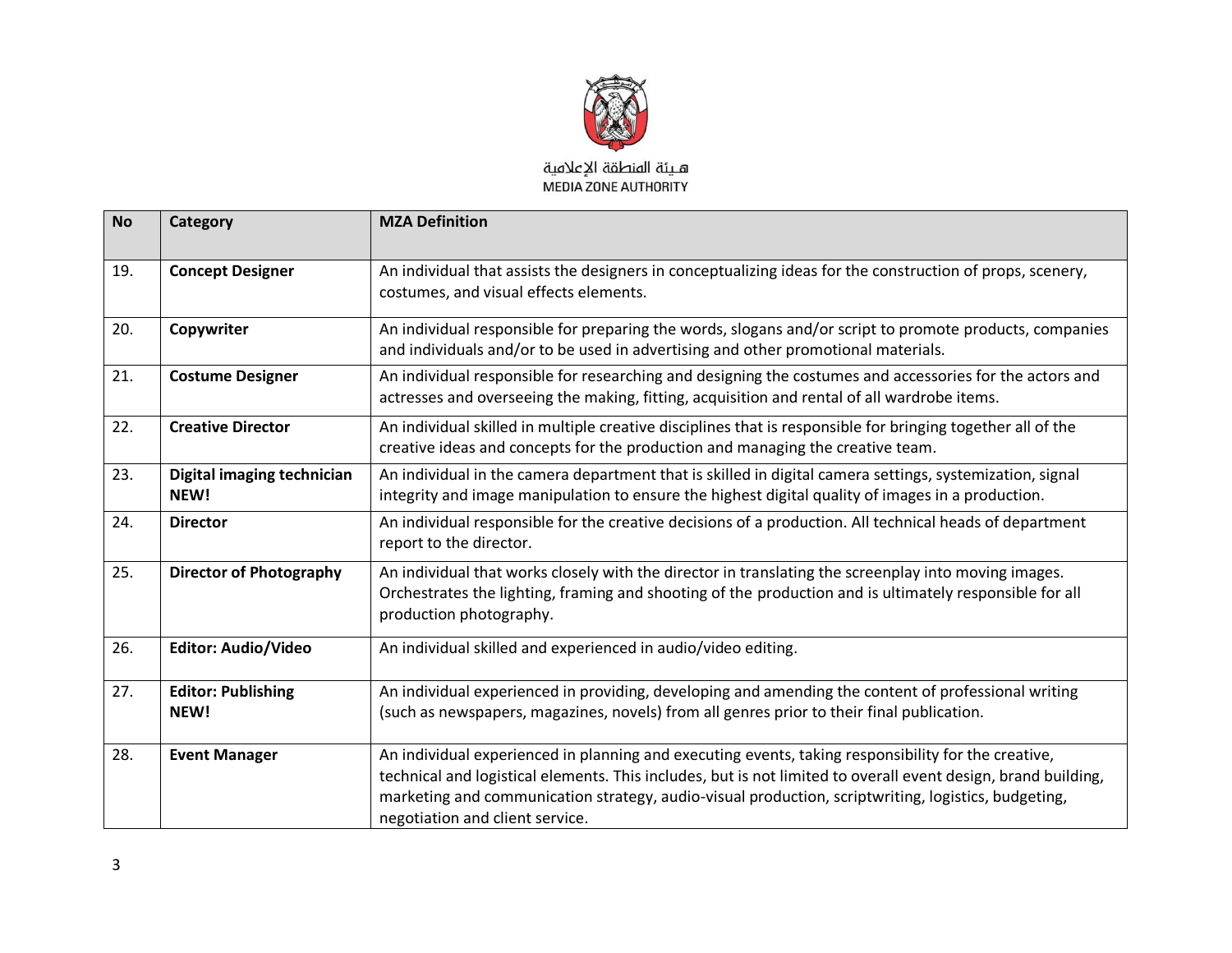هـيئة المنطقة الإعلامية
MEDIA ZONE AUTHORITY

| No | Category | MZA Definition |
|---|---|---|
| 19. | **Concept Designer** | An individual that assists the designers in conceptualizing ideas for the construction of props, scenery, costumes, and visual effects elements. |
| 20. | **Copywriter** | An individual responsible for preparing the words, slogans and/or script to promote products, companies and individuals and/or to be used in advertising and other promotional materials. |
| 21. | **Costume Designer** | An individual responsible for researching and designing the costumes and accessories for the actors and actresses and overseeing the making, fitting, acquisition and rental of all wardrobe items. |
| 22. | **Creative Director** | An individual skilled in multiple creative disciplines that is responsible for bringing together all of the creative ideas and concepts for the production and managing the creative team. |
| 23. | **Digital imaging technician NEW!** | An individual in the camera department that is skilled in digital camera settings, systemization, signal integrity and image manipulation to ensure the highest digital quality of images in a production. |
| 24. | **Director** | An individual responsible for the creative decisions of a production. All technical heads of department report to the director. |
| 25. | **Director of Photography** | An individual that works closely with the director in translating the screenplay into moving images. Orchestrates the lighting, framing and shooting of the production and is ultimately responsible for all production photography. |
| 26. | **Editor: Audio/Video** | An individual skilled and experienced in audio/video editing. |
| 27. | **Editor: Publishing NEW!** | An individual experienced in providing, developing and amending the content of professional writing (such as newspapers, magazines, novels) from all genres prior to their final publication. |
| 28. | **Event Manager** | An individual experienced in planning and executing events, taking responsibility for the creative, technical and logistical elements. This includes, but is not limited to overall event design, brand building, marketing and communication strategy, audio-visual production, scriptwriting, logistics, budgeting, negotiation and client service. |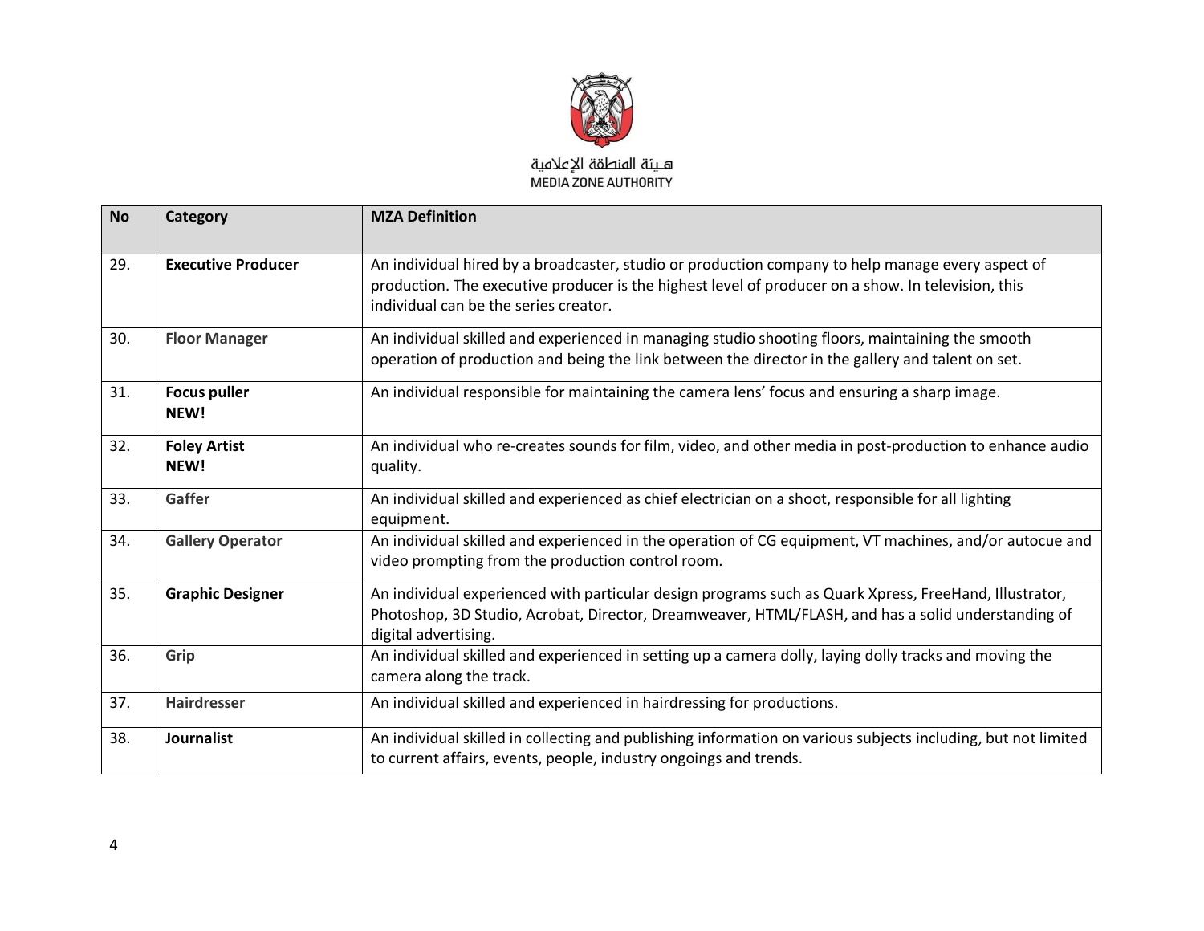هـيئة المنطقة الإعلامية
MEDIA ZONE AUTHORITY

| No | Category | MZA Definition |
|---|---|---|
| 29. | **Executive Producer** | An individual hired by a broadcaster, studio or production company to help manage every aspect of production. The executive producer is the highest level of producer on a show. In television, this individual can be the series creator. |
| 30. | **Floor Manager** | An individual skilled and experienced in managing studio shooting floors, maintaining the smooth operation of production and being the link between the director in the gallery and talent on set. |
| 31. | **Focus puller NEW!** | An individual responsible for maintaining the camera lens' focus and ensuring a sharp image. |
| 32. | **Foley Artist NEW!** | An individual who re-creates sounds for film, video, and other media in post-production to enhance audio quality. |
| 33. | **Gaffer** | An individual skilled and experienced as chief electrician on a shoot, responsible for all lighting equipment. |
| 34. | **Gallery Operator** | An individual skilled and experienced in the operation of CG equipment, VT machines, and/or autocue and video prompting from the production control room. |
| 35. | **Graphic Designer** | An individual experienced with particular design programs such as Quark Xpress, FreeHand, Illustrator, Photoshop, 3D Studio, Acrobat, Director, Dreamweaver, HTML/FLASH, and has a solid understanding of digital advertising. |
| 36. | **Grip** | An individual skilled and experienced in setting up a camera dolly, laying dolly tracks and moving the camera along the track. |
| 37. | **Hairdresser** | An individual skilled and experienced in hairdressing for productions. |
| 38. | **Journalist** | An individual skilled in collecting and publishing information on various subjects including, but not limited to current affairs, events, people, industry ongoings and trends. |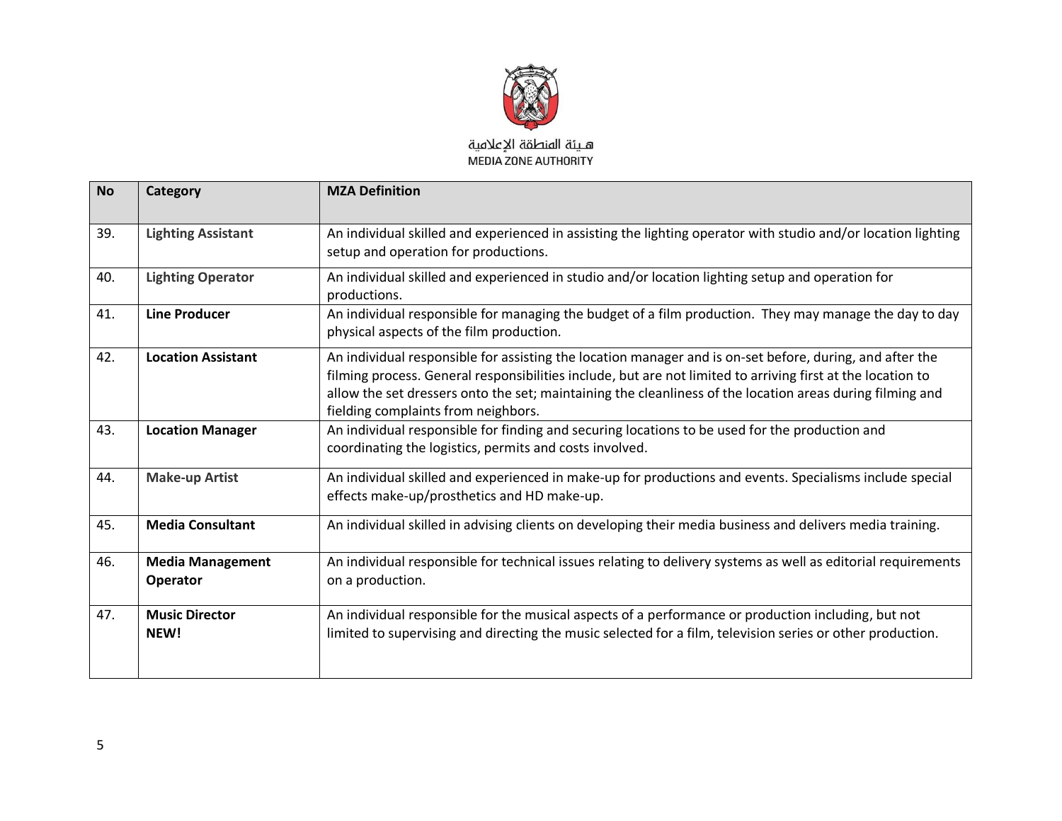هـيئة المنطقة الإعلامية
MEDIA ZONE AUTHORITY

| No | Category | MZA Definition |
|---|---|---|
| 39. | **Lighting Assistant** | An individual skilled and experienced in assisting the lighting operator with studio and/or location lighting setup and operation for productions. |
| 40. | **Lighting Operator** | An individual skilled and experienced in studio and/or location lighting setup and operation for productions. |
| 41. | **Line Producer** | An individual responsible for managing the budget of a film production. They may manage the day to day physical aspects of the film production. |
| 42. | **Location Assistant** | An individual responsible for assisting the location manager and is on-set before, during, and after the filming process. General responsibilities include, but are not limited to arriving first at the location to allow the set dressers onto the set; maintaining the cleanliness of the location areas during filming and fielding complaints from neighbors. |
| 43. | **Location Manager** | An individual responsible for finding and securing locations to be used for the production and coordinating the logistics, permits and costs involved. |
| 44. | **Make-up Artist** | An individual skilled and experienced in make-up for productions and events. Specialisms include special effects make-up/prosthetics and HD make-up. |
| 45. | **Media Consultant** | An individual skilled in advising clients on developing their media business and delivers media training. |
| 46. | **Media Management Operator** | An individual responsible for technical issues relating to delivery systems as well as editorial requirements on a production. |
| 47. | **Music Director NEW!** | An individual responsible for the musical aspects of a performance or production including, but not limited to supervising and directing the music selected for a film, television series or other production. |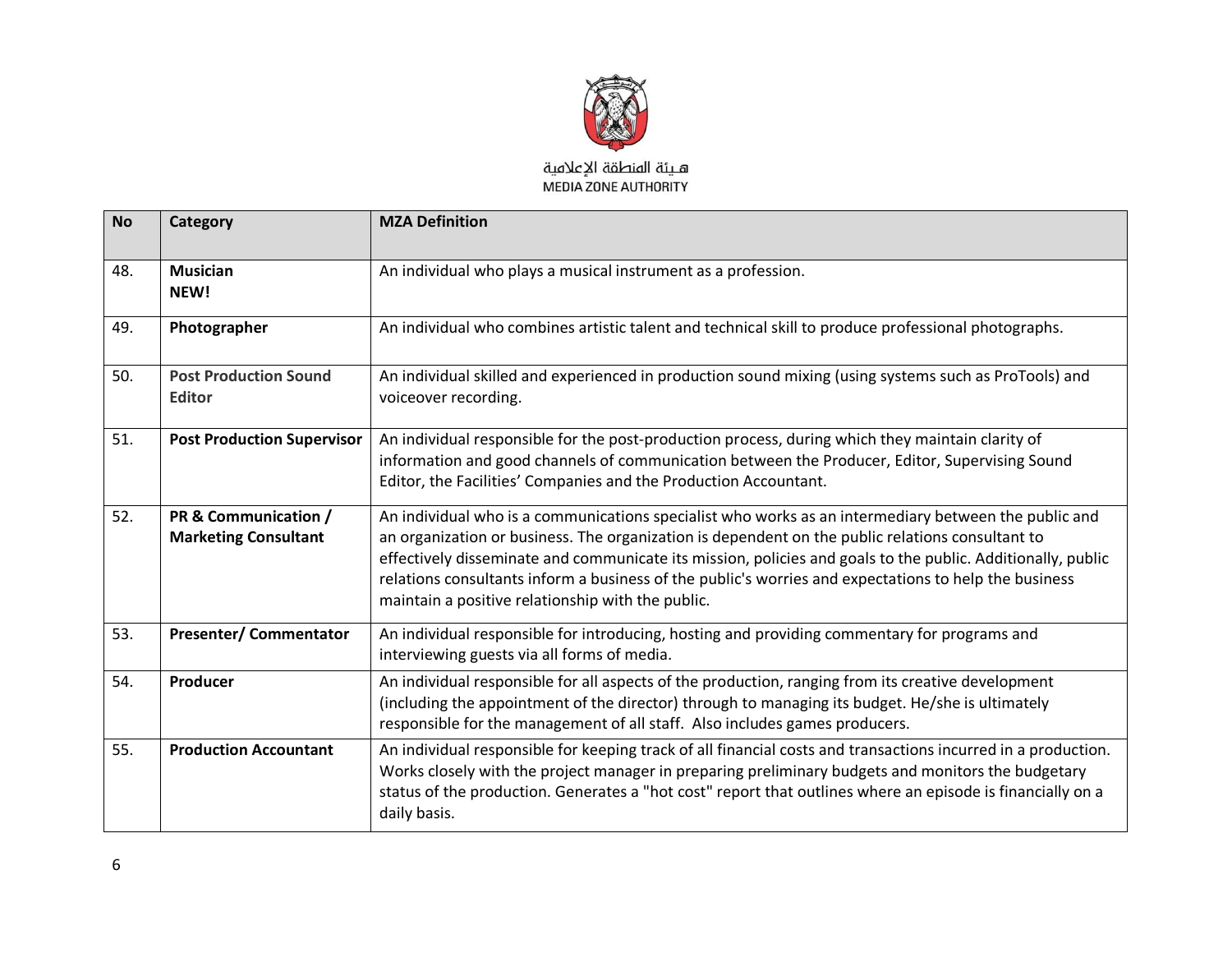هـيئة المنطقة الإعلامية
MEDIA ZONE AUTHORITY

| No | Category | MZA Definition |
|---|---|---|
| 48. | **Musician** **NEW!** | An individual who plays a musical instrument as a profession. |
| 49. | **Photographer** | An individual who combines artistic talent and technical skill to produce professional photographs. |
| 50. | **Post Production Sound Editor** | An individual skilled and experienced in production sound mixing (using systems such as ProTools) and voiceover recording. |
| 51. | **Post Production Supervisor** | An individual responsible for the post-production process, during which they maintain clarity of information and good channels of communication between the Producer, Editor, Supervising Sound Editor, the Facilities' Companies and the Production Accountant. |
| 52. | **PR & Communication / Marketing Consultant** | An individual who is a communications specialist who works as an intermediary between the public and an organization or business. The organization is dependent on the public relations consultant to effectively disseminate and communicate its mission, policies and goals to the public. Additionally, public relations consultants inform a business of the public's worries and expectations to help the business maintain a positive relationship with the public. |
| 53. | **Presenter/ Commentator** | An individual responsible for introducing, hosting and providing commentary for programs and interviewing guests via all forms of media. |
| 54. | **Producer** | An individual responsible for all aspects of the production, ranging from its creative development (including the appointment of the director) through to managing its budget. He/she is ultimately responsible for the management of all staff. Also includes games producers. |
| 55. | **Production Accountant** | An individual responsible for keeping track of all financial costs and transactions incurred in a production. Works closely with the project manager in preparing preliminary budgets and monitors the budgetary status of the production. Generates a "hot cost" report that outlines where an episode is financially on a daily basis. |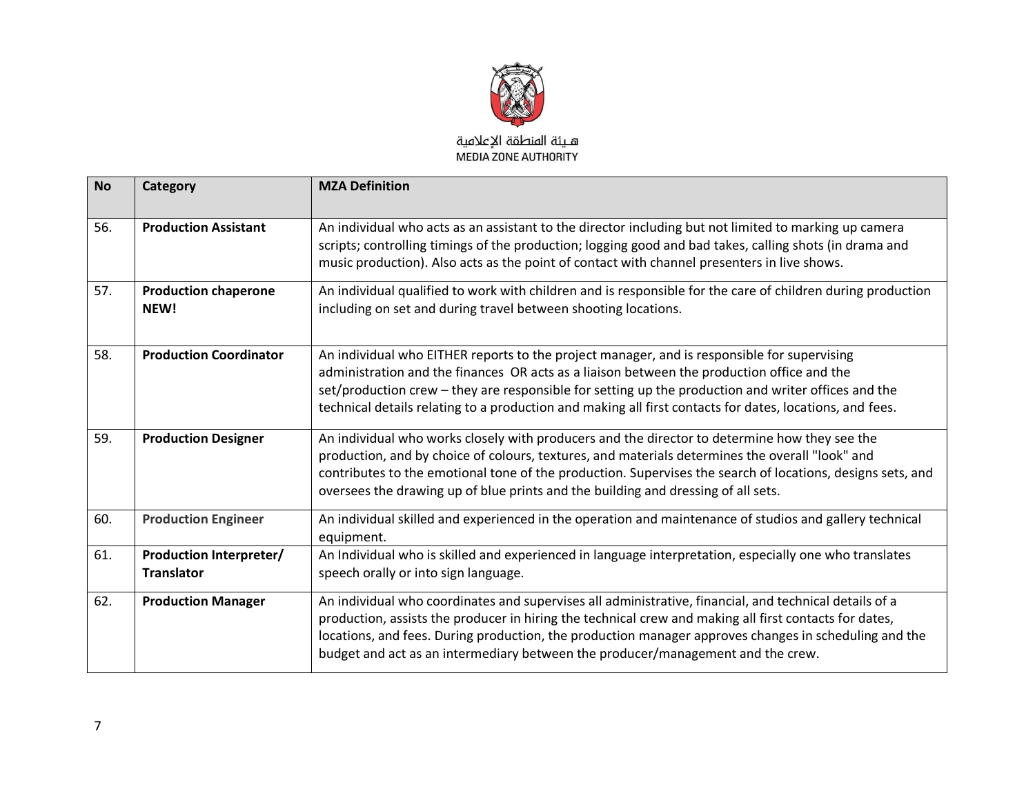هـيئة المنطقة الإعلامية
MEDIA ZONE AUTHORITY

| No | Category | MZA Definition |
|---|---|---|
| 56. | **Production Assistant** | An individual who acts as an assistant to the director including but not limited to marking up camera scripts; controlling timings of the production; logging good and bad takes, calling shots (in drama and music production). Also acts as the point of contact with channel presenters in live shows. |
| 57. | **Production chaperone NEW!** | An individual qualified to work with children and is responsible for the care of children during production including on set and during travel between shooting locations. |
| 58. | **Production Coordinator** | An individual who EITHER reports to the project manager, and is responsible for supervising administration and the finances OR acts as a liaison between the production office and the set/production crew – they are responsible for setting up the production and writer offices and the technical details relating to a production and making all first contacts for dates, locations, and fees. |
| 59. | **Production Designer** | An individual who works closely with producers and the director to determine how they see the production, and by choice of colours, textures, and materials determines the overall "look" and contributes to the emotional tone of the production. Supervises the search of locations, designs sets, and oversees the drawing up of blue prints and the building and dressing of all sets. |
| 60. | **Production Engineer** | An individual skilled and experienced in the operation and maintenance of studios and gallery technical equipment. |
| 61. | **Production Interpreter/ Translator** | An Individual who is skilled and experienced in language interpretation, especially one who translates speech orally or into sign language. |
| 62. | **Production Manager** | An individual who coordinates and supervises all administrative, financial, and technical details of a production, assists the producer in hiring the technical crew and making all first contacts for dates, locations, and fees. During production, the production manager approves changes in scheduling and the budget and act as an intermediary between the producer/management and the crew. |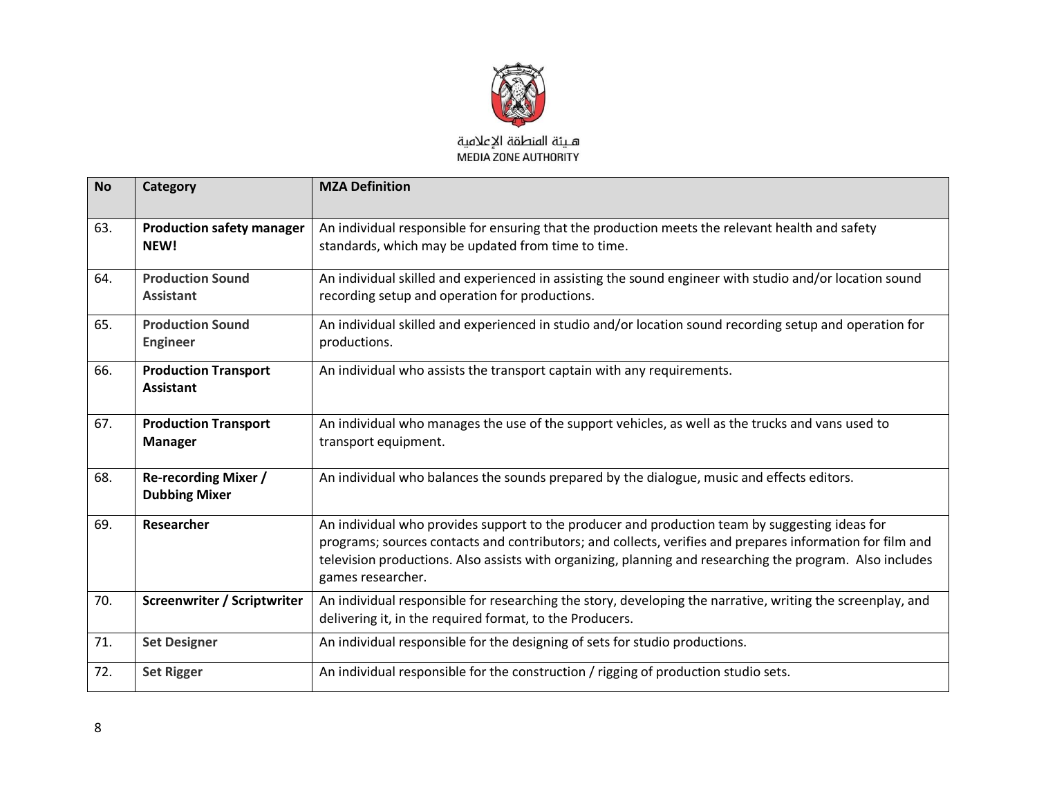هـيئة المنطقة الإعلامية
MEDIA ZONE AUTHORITY

| No | Category | MZA Definition |
|---|---|---|
| 63. | **Production safety manager NEW!** | An individual responsible for ensuring that the production meets the relevant health and safety standards, which may be updated from time to time. |
| 64. | **Production Sound Assistant** | An individual skilled and experienced in assisting the sound engineer with studio and/or location sound recording setup and operation for productions. |
| 65. | **Production Sound Engineer** | An individual skilled and experienced in studio and/or location sound recording setup and operation for productions. |
| 66. | **Production Transport Assistant** | An individual who assists the transport captain with any requirements. |
| 67. | **Production Transport Manager** | An individual who manages the use of the support vehicles, as well as the trucks and vans used to transport equipment. |
| 68. | **Re-recording Mixer / Dubbing Mixer** | An individual who balances the sounds prepared by the dialogue, music and effects editors. |
| 69. | **Researcher** | An individual who provides support to the producer and production team by suggesting ideas for programs; sources contacts and contributors; and collects, verifies and prepares information for film and television productions. Also assists with organizing, planning and researching the program. Also includes games researcher. |
| 70. | **Screenwriter / Scriptwriter** | An individual responsible for researching the story, developing the narrative, writing the screenplay, and delivering it, in the required format, to the Producers. |
| 71. | **Set Designer** | An individual responsible for the designing of sets for studio productions. |
| 72. | **Set Rigger** | An individual responsible for the construction / rigging of production studio sets. |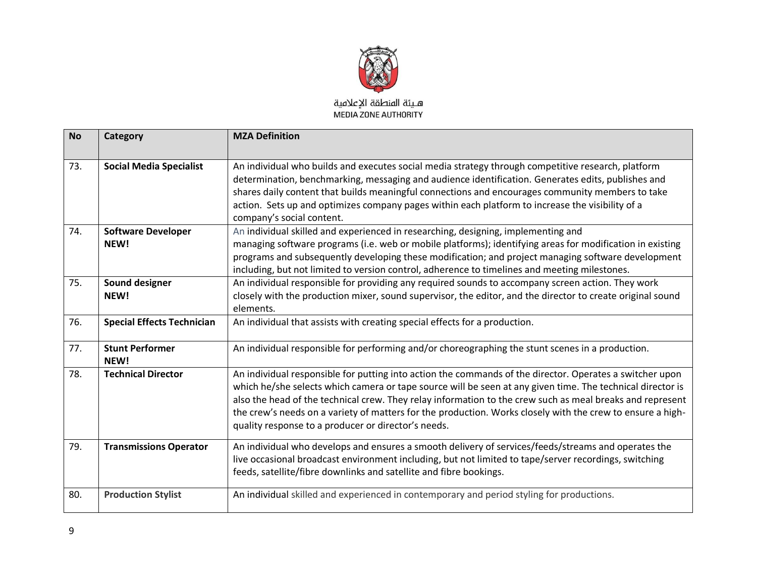هـيئة المنطقة الإعلامية
MEDIA ZONE AUTHORITY

| No | Category | MZA Definition |
|---|---|---|
| 73. | **Social Media Specialist** | An individual who builds and executes social media strategy through competitive research, platform determination, benchmarking, messaging and audience identification. Generates edits, publishes and shares daily content that builds meaningful connections and encourages community members to take action. Sets up and optimizes company pages within each platform to increase the visibility of a company's social content. |
| 74. | **Software Developer NEW!** | An individual skilled and experienced in researching, designing, implementing and managing software programs (i.e. web or mobile platforms); identifying areas for modification in existing programs and subsequently developing these modification; and project managing software development including, but not limited to version control, adherence to timelines and meeting milestones. |
| 75. | **Sound designer NEW!** | An individual responsible for providing any required sounds to accompany screen action. They work closely with the production mixer, sound supervisor, the editor, and the director to create original sound elements. |
| 76. | **Special Effects Technician** | An individual that assists with creating special effects for a production. |
| 77. | **Stunt Performer NEW!** | An individual responsible for performing and/or choreographing the stunt scenes in a production. |
| 78. | **Technical Director** | An individual responsible for putting into action the commands of the director. Operates a switcher upon which he/she selects which camera or tape source will be seen at any given time. The technical director is also the head of the technical crew. They relay information to the crew such as meal breaks and represent the crew's needs on a variety of matters for the production. Works closely with the crew to ensure a high-quality response to a producer or director's needs. |
| 79. | **Transmissions Operator** | An individual who develops and ensures a smooth delivery of services/feeds/streams and operates the live occasional broadcast environment including, but not limited to tape/server recordings, switching feeds, satellite/fibre downlinks and satellite and fibre bookings. |
| 80. | **Production Stylist** | An individual skilled and experienced in contemporary and period styling for productions. |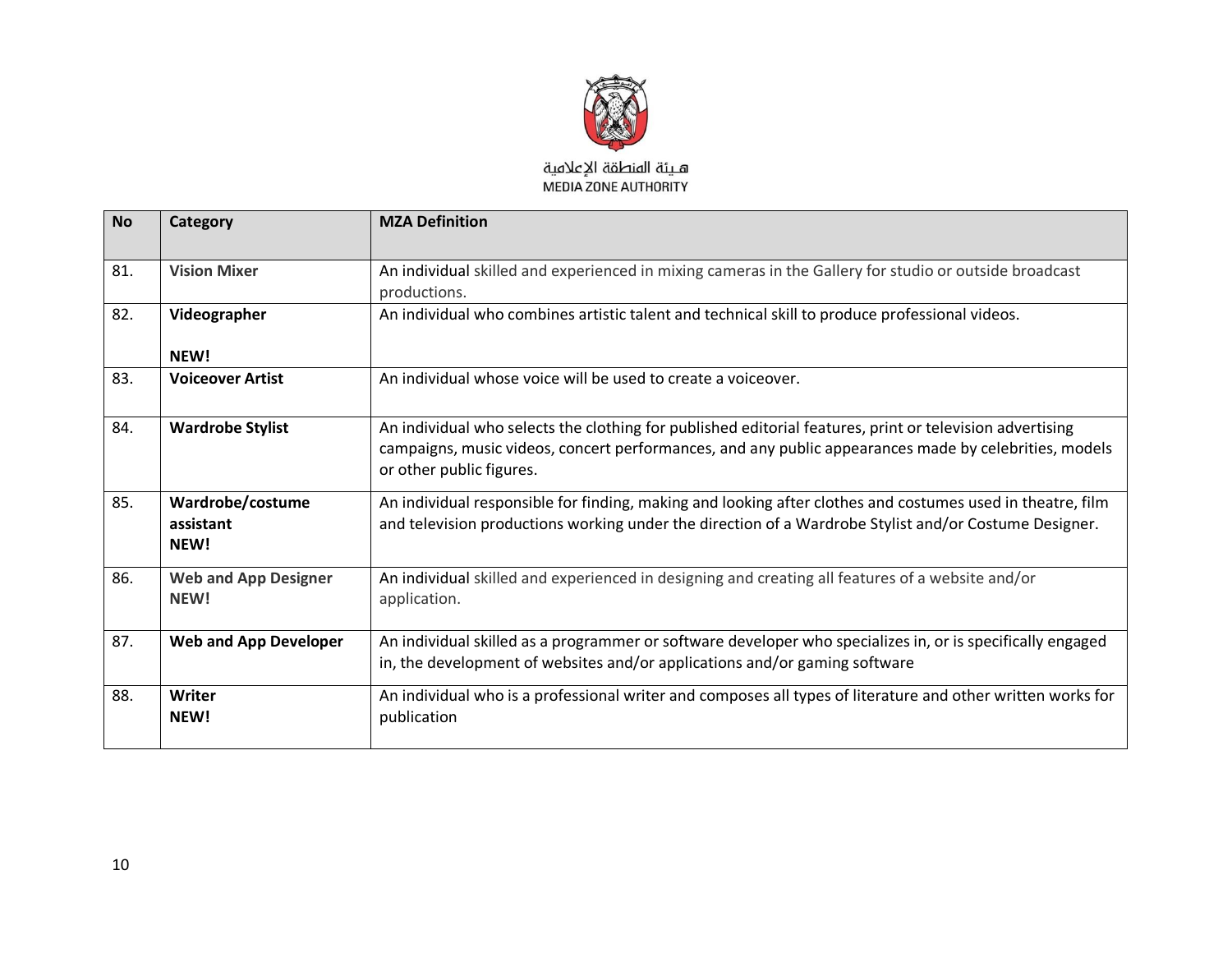هـيئة المنطقة الإعلامية
MEDIA ZONE AUTHORITY

| No | Category | MZA Definition |
|---|---|---|
| 81. | **Vision Mixer** | An individual skilled and experienced in mixing cameras in the Gallery for studio or outside broadcast productions. |
| 82. | **Videographer** **NEW!** | An individual who combines artistic talent and technical skill to produce professional videos. |
| 83. | **Voiceover Artist** | An individual whose voice will be used to create a voiceover. |
| 84. | **Wardrobe Stylist** | An individual who selects the clothing for published editorial features, print or television advertising campaigns, music videos, concert performances, and any public appearances made by celebrities, models or other public figures. |
| 85. | **Wardrobe/costume assistant** **NEW!** | An individual responsible for finding, making and looking after clothes and costumes used in theatre, film and television productions working under the direction of a Wardrobe Stylist and/or Costume Designer. |
| 86. | **Web and App Designer** **NEW!** | An individual skilled and experienced in designing and creating all features of a website and/or application. |
| 87. | **Web and App Developer** | An individual skilled as a programmer or software developer who specializes in, or is specifically engaged in, the development of websites and/or applications and/or gaming software |
| 88. | **Writer** **NEW!** | An individual who is a professional writer and composes all types of literature and other written works for publication |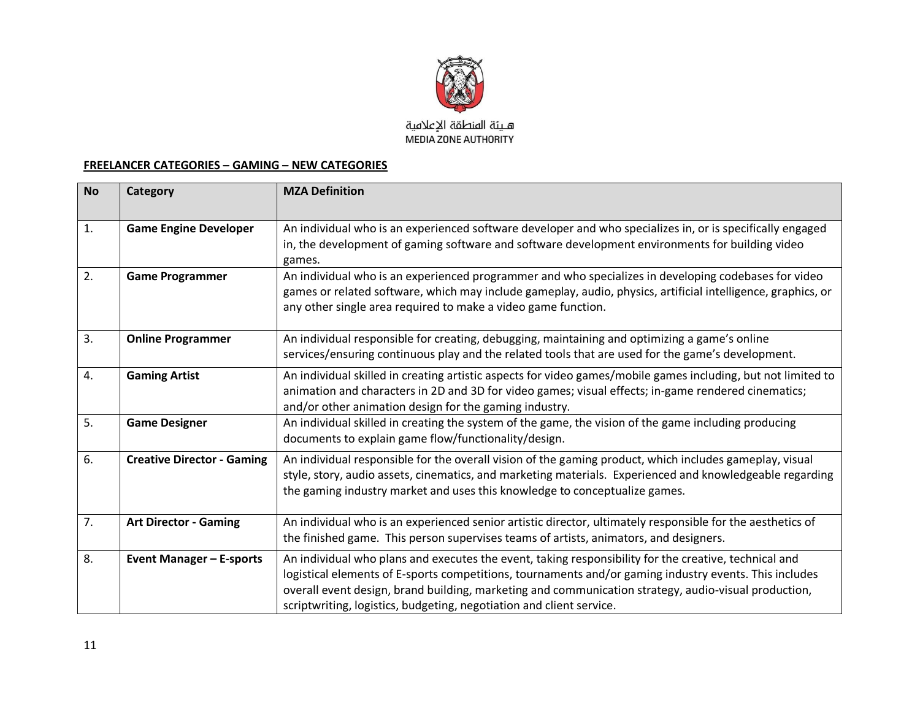هـيئة المنطقة الإعلامية
MEDIA ZONE AUTHORITY

**FREELANCER CATEGORIES – GAMING – NEW CATEGORIES**

| No | Category | MZA Definition |
|---|---|---|
| 1. | **Game Engine Developer** | An individual who is an experienced software developer and who specializes in, or is specifically engaged in, the development of gaming software and software development environments for building video games. |
| 2. | **Game Programmer** | An individual who is an experienced programmer and who specializes in developing codebases for video games or related software, which may include gameplay, audio, physics, artificial intelligence, graphics, or any other single area required to make a video game function. |
| 3. | **Online Programmer** | An individual responsible for creating, debugging, maintaining and optimizing a game's online services/ensuring continuous play and the related tools that are used for the game's development. |
| 4. | **Gaming Artist** | An individual skilled in creating artistic aspects for video games/mobile games including, but not limited to animation and characters in 2D and 3D for video games; visual effects; in-game rendered cinematics; and/or other animation design for the gaming industry. |
| 5. | **Game Designer** | An individual skilled in creating the system of the game, the vision of the game including producing documents to explain game flow/functionality/design. |
| 6. | **Creative Director - Gaming** | An individual responsible for the overall vision of the gaming product, which includes gameplay, visual style, story, audio assets, cinematics, and marketing materials. Experienced and knowledgeable regarding the gaming industry market and uses this knowledge to conceptualize games. |
| 7. | **Art Director - Gaming** | An individual who is an experienced senior artistic director, ultimately responsible for the aesthetics of the finished game. This person supervises teams of artists, animators, and designers. |
| 8. | **Event Manager – E-sports** | An individual who plans and executes the event, taking responsibility for the creative, technical and logistical elements of E-sports competitions, tournaments and/or gaming industry events. This includes overall event design, brand building, marketing and communication strategy, audio-visual production, scriptwriting, logistics, budgeting, negotiation and client service. |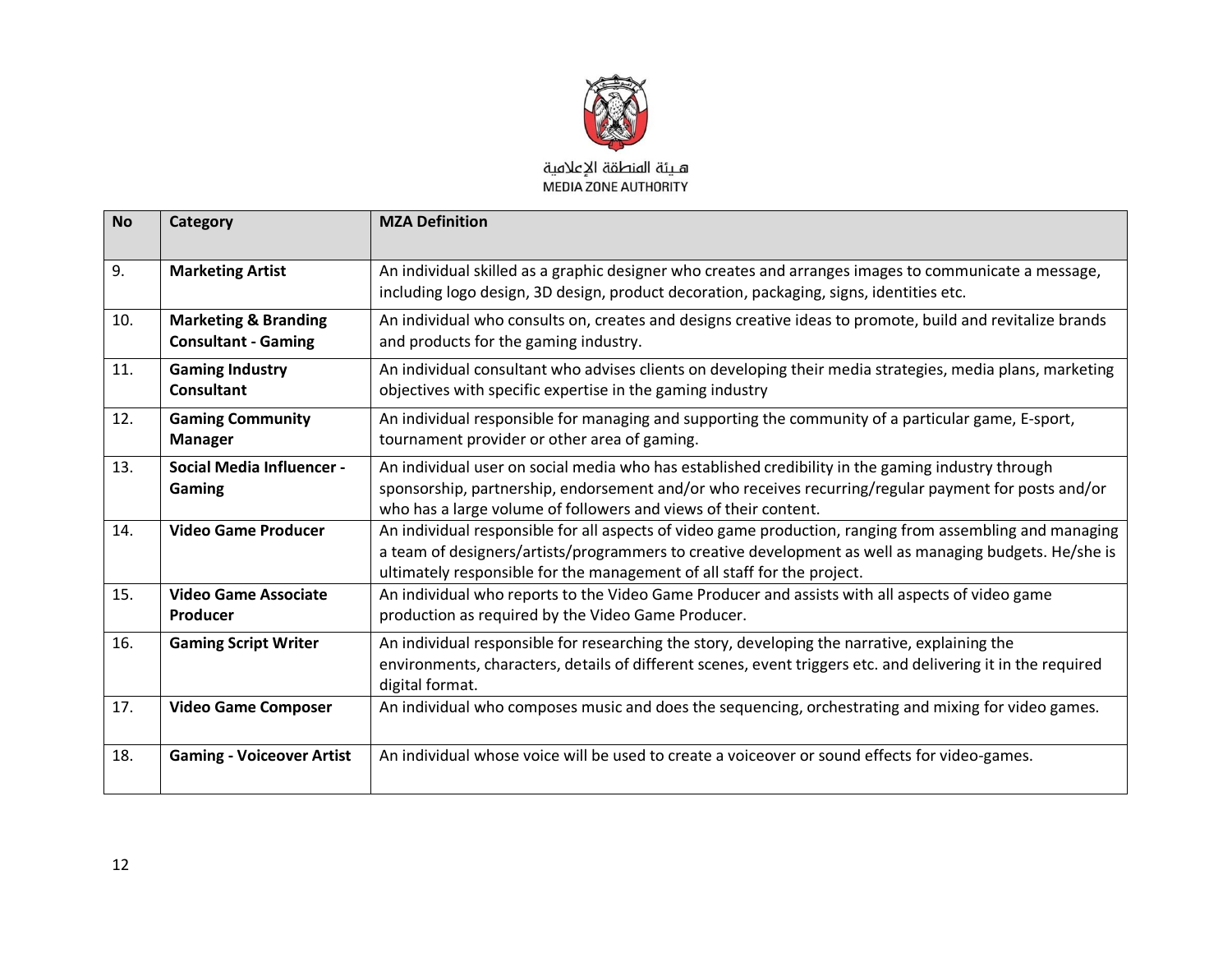هـيئة المنطقة الإعلامية
MEDIA ZONE AUTHORITY

| No | Category | MZA Definition |
|---|---|---|
| 9. | **Marketing Artist** | An individual skilled as a graphic designer who creates and arranges images to communicate a message, including logo design, 3D design, product decoration, packaging, signs, identities etc. |
| 10. | **Marketing & Branding Consultant - Gaming** | An individual who consults on, creates and designs creative ideas to promote, build and revitalize brands and products for the gaming industry. |
| 11. | **Gaming Industry Consultant** | An individual consultant who advises clients on developing their media strategies, media plans, marketing objectives with specific expertise in the gaming industry |
| 12. | **Gaming Community Manager** | An individual responsible for managing and supporting the community of a particular game, E-sport, tournament provider or other area of gaming. |
| 13. | **Social Media Influencer - Gaming** | An individual user on social media who has established credibility in the gaming industry through sponsorship, partnership, endorsement and/or who receives recurring/regular payment for posts and/or who has a large volume of followers and views of their content. |
| 14. | **Video Game Producer** | An individual responsible for all aspects of video game production, ranging from assembling and managing a team of designers/artists/programmers to creative development as well as managing budgets. He/she is ultimately responsible for the management of all staff for the project. |
| 15. | **Video Game Associate Producer** | An individual who reports to the Video Game Producer and assists with all aspects of video game production as required by the Video Game Producer. |
| 16. | **Gaming Script Writer** | An individual responsible for researching the story, developing the narrative, explaining the environments, characters, details of different scenes, event triggers etc. and delivering it in the required digital format. |
| 17. | **Video Game Composer** | An individual who composes music and does the sequencing, orchestrating and mixing for video games. |
| 18. | **Gaming - Voiceover Artist** | An individual whose voice will be used to create a voiceover or sound effects for video-games. |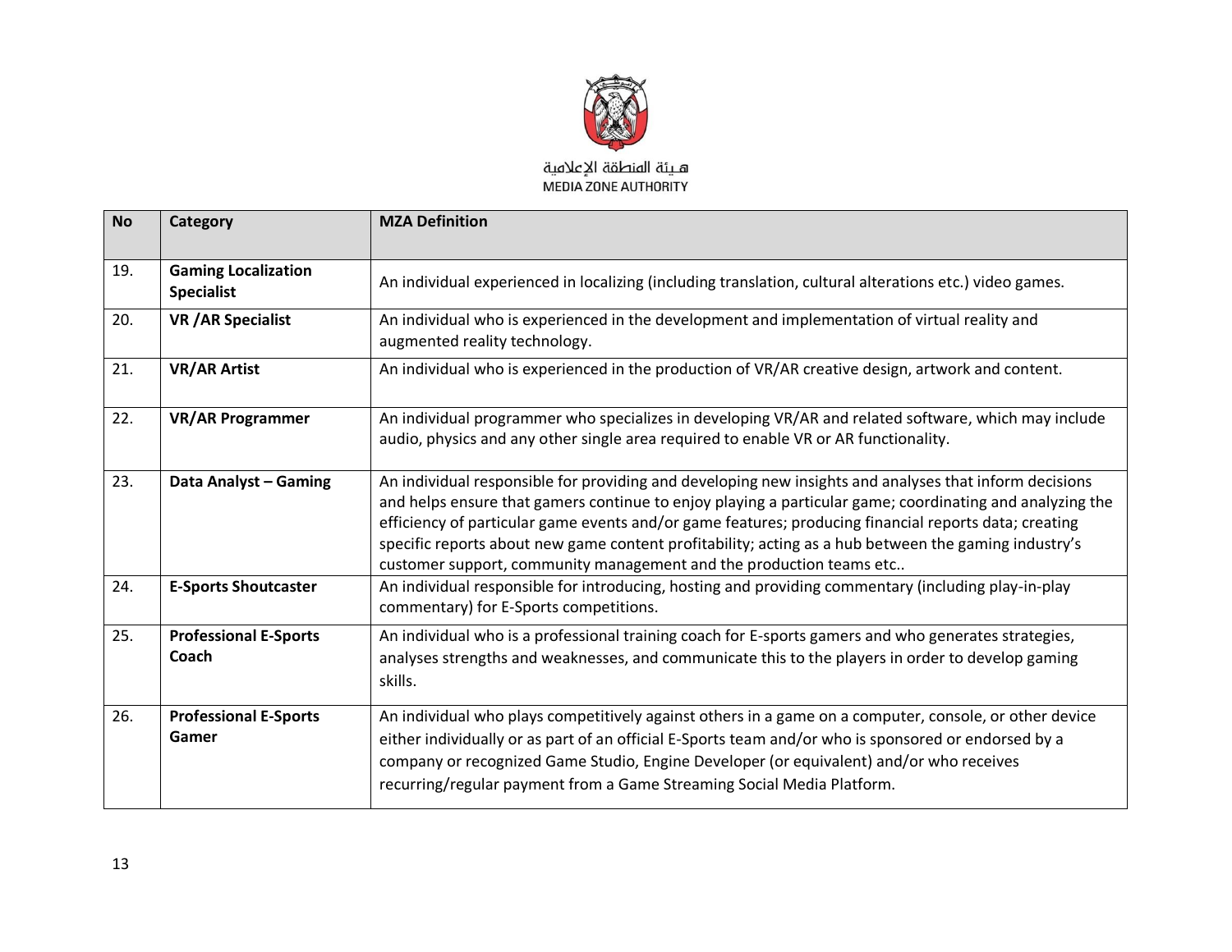هـيئة المنطقة الإعلامية
MEDIA ZONE AUTHORITY

| No | Category | MZA Definition |
|---|---|---|
| 19. | **Gaming Localization Specialist** | An individual experienced in localizing (including translation, cultural alterations etc.) video games. |
| 20. | **VR /AR Specialist** | An individual who is experienced in the development and implementation of virtual reality and augmented reality technology. |
| 21. | **VR/AR Artist** | An individual who is experienced in the production of VR/AR creative design, artwork and content. |
| 22. | **VR/AR Programmer** | An individual programmer who specializes in developing VR/AR and related software, which may include audio, physics and any other single area required to enable VR or AR functionality. |
| 23. | **Data Analyst – Gaming** | An individual responsible for providing and developing new insights and analyses that inform decisions and helps ensure that gamers continue to enjoy playing a particular game; coordinating and analyzing the efficiency of particular game events and/or game features; producing financial reports data; creating specific reports about new game content profitability; acting as a hub between the gaming industry's customer support, community management and the production teams etc.. |
| 24. | **E-Sports Shoutcaster** | An individual responsible for introducing, hosting and providing commentary (including play-in-play commentary) for E-Sports competitions. |
| 25. | **Professional E-Sports Coach** | An individual who is a professional training coach for E-sports gamers and who generates strategies, analyses strengths and weaknesses, and communicate this to the players in order to develop gaming skills. |
| 26. | **Professional E-Sports Gamer** | An individual who plays competitively against others in a game on a computer, console, or other device either individually or as part of an official E-Sports team and/or who is sponsored or endorsed by a company or recognized Game Studio, Engine Developer (or equivalent) and/or who receives recurring/regular payment from a Game Streaming Social Media Platform. |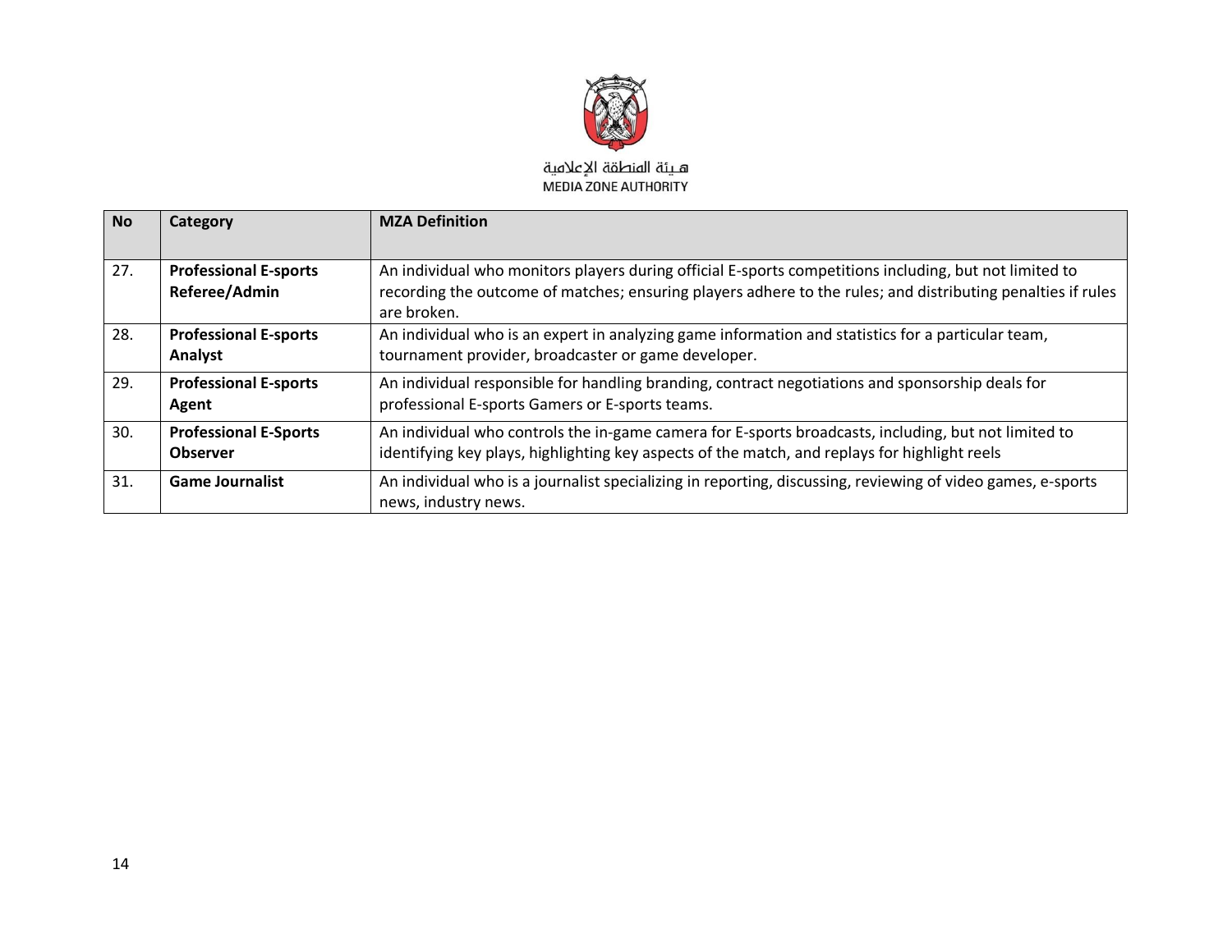هـيئة المنطقة الإعلامية
MEDIA ZONE AUTHORITY

| No | Category | MZA Definition |
|---|---|---|
| 27. | **Professional E-sports Referee/Admin** | An individual who monitors players during official E-sports competitions including, but not limited to recording the outcome of matches; ensuring players adhere to the rules; and distributing penalties if rules are broken. |
| 28. | **Professional E-sports Analyst** | An individual who is an expert in analyzing game information and statistics for a particular team, tournament provider, broadcaster or game developer. |
| 29. | **Professional E-sports Agent** | An individual responsible for handling branding, contract negotiations and sponsorship deals for professional E-sports Gamers or E-sports teams. |
| 30. | **Professional E-Sports Observer** | An individual who controls the in-game camera for E-sports broadcasts, including, but not limited to identifying key plays, highlighting key aspects of the match, and replays for highlight reels |
| 31. | **Game Journalist** | An individual who is a journalist specializing in reporting, discussing, reviewing of video games, e-sports news, industry news. |